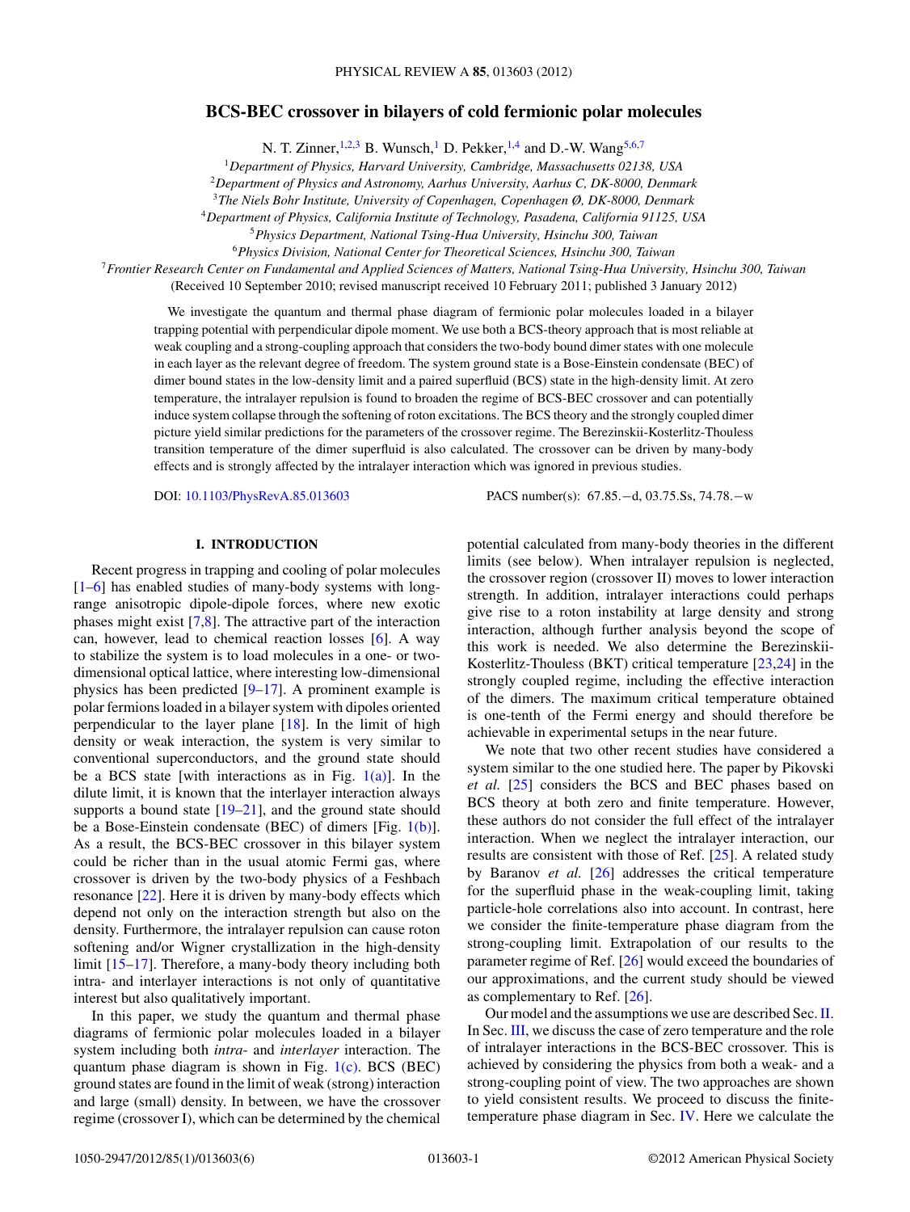# BCS-BEC crossover in bilayers of cold fermionic polar molecules

N. T. Zinner,[1,2,3] B. Wunsch,[1] D. Pekker,[1,4] and D.-W. Wang[5,6,7]

[1]*Department of Physics, Harvard University, Cambridge, Massachusetts 02138, USA*
[2]*Department of Physics and Astronomy, Aarhus University, Aarhus C, DK-8000, Denmark*
[3]*The Niels Bohr Institute, University of Copenhagen, Copenhagen Ø, DK-8000, Denmark*
[4]*Department of Physics, California Institute of Technology, Pasadena, California 91125, USA*
[5]*Physics Department, National Tsing-Hua University, Hsinchu 300, Taiwan*
[6]*Physics Division, National Center for Theoretical Sciences, Hsinchu 300, Taiwan*
[7]*Frontier Research Center on Fundamental and Applied Sciences of Matters, National Tsing-Hua University, Hsinchu 300, Taiwan*

(Received 10 September 2010; revised manuscript received 10 February 2011; published 3 January 2012)

We investigate the quantum and thermal phase diagram of fermionic polar molecules loaded in a bilayer trapping potential with perpendicular dipole moment. We use both a BCS-theory approach that is most reliable at weak coupling and a strong-coupling approach that considers the two-body bound dimer states with one molecule in each layer as the relevant degree of freedom. The system ground state is a Bose-Einstein condensate (BEC) of dimer bound states in the low-density limit and a paired superfluid (BCS) state in the high-density limit. At zero temperature, the intralayer repulsion is found to broaden the regime of BCS-BEC crossover and can potentially induce system collapse through the softening of roton excitations. The BCS theory and the strongly coupled dimer picture yield similar predictions for the parameters of the crossover regime. The Berezinskii-Kosterlitz-Thouless transition temperature of the dimer superfluid is also calculated. The crossover can be driven by many-body effects and is strongly affected by the intralayer interaction which was ignored in previous studies.

DOI: 10.1103/PhysRevA.85.013603    PACS number(s): 67.85.−d, 03.75.Ss, 74.78.−w

## I. INTRODUCTION

Recent progress in trapping and cooling of polar molecules [1–6] has enabled studies of many-body systems with long-range anisotropic dipole-dipole forces, where new exotic phases might exist [7,8]. The attractive part of the interaction can, however, lead to chemical reaction losses [6]. A way to stabilize the system is to load molecules in a one- or two-dimensional optical lattice, where interesting low-dimensional physics has been predicted [9–17]. A prominent example is polar fermions loaded in a bilayer system with dipoles oriented perpendicular to the layer plane [18]. In the limit of high density or weak interaction, the system is very similar to conventional superconductors, and the ground state should be a BCS state [with interactions as in Fig. 1(a)]. In the dilute limit, it is known that the interlayer interaction always supports a bound state [19–21], and the ground state should be a Bose-Einstein condensate (BEC) of dimers [Fig. 1(b)]. As a result, the BCS-BEC crossover in this bilayer system could be richer than in the usual atomic Fermi gas, where crossover is driven by the two-body physics of a Feshbach resonance [22]. Here it is driven by many-body effects which depend not only on the interaction strength but also on the density. Furthermore, the intralayer repulsion can cause roton softening and/or Wigner crystallization in the high-density limit [15–17]. Therefore, a many-body theory including both intra- and interlayer interactions is not only of quantitative interest but also qualitatively important.

In this paper, we study the quantum and thermal phase diagrams of fermionic polar molecules loaded in a bilayer system including both *intra-* and *interlayer* interaction. The quantum phase diagram is shown in Fig. 1(c). BCS (BEC) ground states are found in the limit of weak (strong) interaction and large (small) density. In between, we have the crossover regime (crossover I), which can be determined by the chemical potential calculated from many-body theories in the different limits (see below). When intralayer repulsion is neglected, the crossover region (crossover II) moves to lower interaction strength. In addition, intralayer interactions could perhaps give rise to a roton instability at large density and strong interaction, although further analysis beyond the scope of this work is needed. We also determine the Berezinskii-Kosterlitz-Thouless (BKT) critical temperature [23,24] in the strongly coupled regime, including the effective interaction of the dimers. The maximum critical temperature obtained is one-tenth of the Fermi energy and should therefore be achievable in experimental setups in the near future.

We note that two other recent studies have considered a system similar to the one studied here. The paper by Pikovski *et al.* [25] considers the BCS and BEC phases based on BCS theory at both zero and finite temperature. However, these authors do not consider the full effect of the intralayer interaction. When we neglect the intralayer interaction, our results are consistent with those of Ref. [25]. A related study by Baranov *et al.* [26] addresses the critical temperature for the superfluid phase in the weak-coupling limit, taking particle-hole correlations also into account. In contrast, here we consider the finite-temperature phase diagram from the strong-coupling limit. Extrapolation of our results to the parameter regime of Ref. [26] would exceed the boundaries of our approximations, and the current study should be viewed as complementary to Ref. [26].

Our model and the assumptions we use are described Sec. II. In Sec. III, we discuss the case of zero temperature and the role of intralayer interactions in the BCS-BEC crossover. This is achieved by considering the physics from both a weak- and a strong-coupling point of view. The two approaches are shown to yield consistent results. We proceed to discuss the finite-temperature phase diagram in Sec. IV. Here we calculate the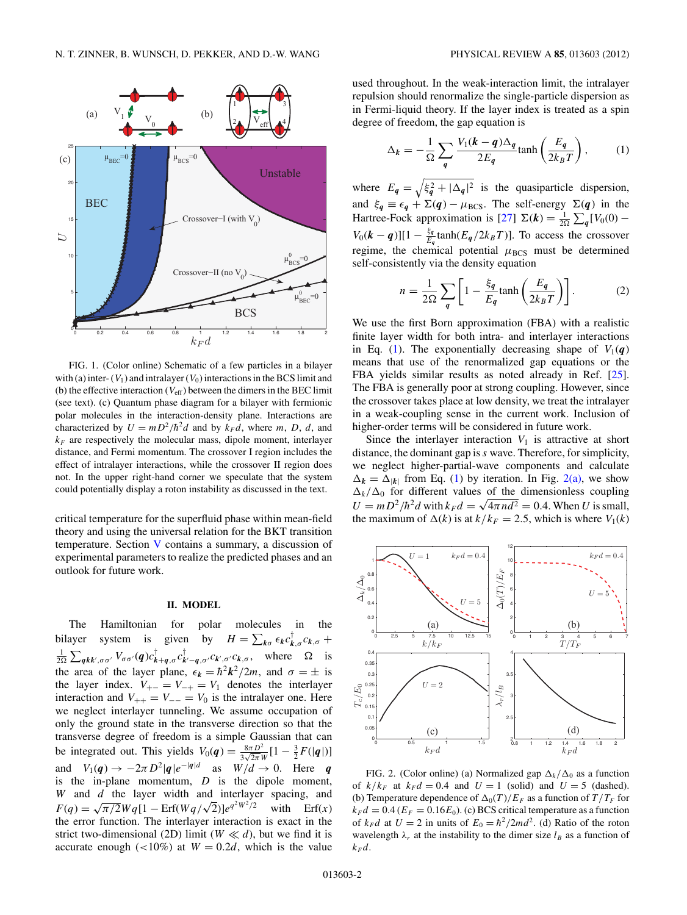FIG. 1. (Color online) Schematic of a few particles in a bilayer with (a) inter- ($V_1$) and intralayer ($V_0$) interactions in the BCS limit and (b) the effective interaction ($V_{\rm eff}$) between the dimers in the BEC limit (see text). (c) Quantum phase diagram for a bilayer with fermionic polar molecules in the interaction-density plane. Interactions are characterized by $U = mD^2/\hbar^2 d$ and by $k_F d$, where $m$, $D$, $d$, and $k_F$ are respectively the molecular mass, dipole moment, interlayer distance, and Fermi momentum. The crossover I region includes the effect of intralayer interactions, while the crossover II region does not. In the upper right-hand corner we speculate that the system could potentially display a roton instability as discussed in the text.

critical temperature for the superfluid phase within mean-field theory and using the universal relation for the BKT transition temperature. Section V contains a summary, a discussion of experimental parameters to realize the predicted phases and an outlook for future work.

## II. MODEL

The Hamiltonian for polar molecules in the bilayer system is given by $H = \sum_{k\sigma} \epsilon_k c^\dagger_{k,\sigma} c_{k,\sigma} + \frac{1}{2\Omega}\sum_{qkk',\sigma\sigma'} V_{\sigma\sigma'}(\boldsymbol{q}) c^\dagger_{k+q,\sigma} c^\dagger_{k'-q,\sigma'} c_{k',\sigma'} c_{k,\sigma}$, where $\Omega$ is the area of the layer plane, $\epsilon_k = \hbar^2 k^2/2m$, and $\sigma = \pm$ is the layer index. $V_{+-} = V_{-+} = V_1$ denotes the interlayer interaction and $V_{++} = V_{--} = V_0$ is the intralayer one. Here we neglect interlayer tunneling. We assume occupation of only the ground state in the transverse direction so that the transverse degree of freedom is a simple Gaussian that can be integrated out. This yields $V_0(\boldsymbol{q}) = \frac{8\pi D^2}{3\sqrt{2\pi}W}[1 - \frac{3}{2}F(|\boldsymbol{q}|)]$ and $V_1(\boldsymbol{q}) \to -2\pi D^2 |\boldsymbol{q}| e^{-|\boldsymbol{q}|d}$ as $W/d \to 0$. Here $\boldsymbol{q}$ is the in-plane momentum, $D$ is the dipole moment, $W$ and $d$ the layer width and interlayer spacing, and $F(q) = \sqrt{\pi/2}Wq[1 - \text{Erf}(Wq/\sqrt{2})]e^{q^2W^2/2}$ with $\text{Erf}(x)$ the error function. The interlayer interaction is exact in the strict two-dimensional (2D) limit ($W \ll d$), but we find it is accurate enough ($<10\%$) at $W = 0.2d$, which is the value used throughout. In the weak-interaction limit, the intralayer repulsion should renormalize the single-particle dispersion as in Fermi-liquid theory. If the layer index is treated as a spin degree of freedom, the gap equation is

$$\Delta_k = -\frac{1}{\Omega}\sum_{q} \frac{V_1(\boldsymbol{k}-\boldsymbol{q})\Delta_q}{2E_q} \tanh\left(\frac{E_q}{2k_B T}\right), \qquad (1)$$

where $E_q = \sqrt{\xi_q^2 + |\Delta_q|^2}$ is the quasiparticle dispersion, and $\xi_q \equiv \epsilon_q + \Sigma(\boldsymbol{q}) - \mu_{\rm BCS}$. The self-energy $\Sigma(\boldsymbol{q})$ in the Hartree-Fock approximation is [27] $\Sigma(\boldsymbol{k}) = \frac{1}{2\Omega}\sum_{q}[V_0(0) - V_0(\boldsymbol{k}-\boldsymbol{q})][1 - \frac{\xi_q}{E_q}\tanh(E_q/2k_B T)]$. To access the crossover regime, the chemical potential $\mu_{\rm BCS}$ must be determined self-consistently via the density equation

$$n = \frac{1}{2\Omega}\sum_{q}\left[1 - \frac{\xi_q}{E_q}\tanh\left(\frac{E_q}{2k_B T}\right)\right]. \qquad (2)$$

We use the first Born approximation (FBA) with a realistic finite layer width for both intra- and interlayer interactions in Eq. (1). The exponentially decreasing shape of $V_1(\boldsymbol{q})$ means that use of the renormalized gap equations or the FBA yields similar results as noted already in Ref. [25]. The FBA is generally poor at strong coupling. However, since the crossover takes place at low density, we treat the intralayer in a weak-coupling sense in the current work. Inclusion of higher-order terms will be considered in future work.

Since the interlayer interaction $V_1$ is attractive at short distance, the dominant gap is $s$ wave. Therefore, for simplicity, we neglect higher-partial-wave components and calculate $\Delta_k = \Delta_{|k|}$ from Eq. (1) by iteration. In Fig. 2(a), we show $\Delta_k/\Delta_0$ for different values of the dimensionless coupling $U = mD^2/\hbar^2 d$ with $k_F d = \sqrt{4\pi n d^2} = 0.4$. When $U$ is small, the maximum of $\Delta(k)$ is at $k/k_F = 2.5$, which is where $V_1(k)$

FIG. 2. (Color online) (a) Normalized gap $\Delta_k/\Delta_0$ as a function of $k/k_F$ at $k_F d = 0.4$ and $U = 1$ (solid) and $U = 5$ (dashed). (b) Temperature dependence of $\Delta_0(T)/E_F$ as a function of $T/T_F$ for $k_F d = 0.4$ ($E_F = 0.16E_0$). (c) BCS critical temperature as a function of $k_F d$ at $U = 2$ in units of $E_0 = \hbar^2/2md^2$. (d) Ratio of the roton wavelength $\lambda_r$ at the instability to the dimer size $l_B$ as a function of $k_F d$.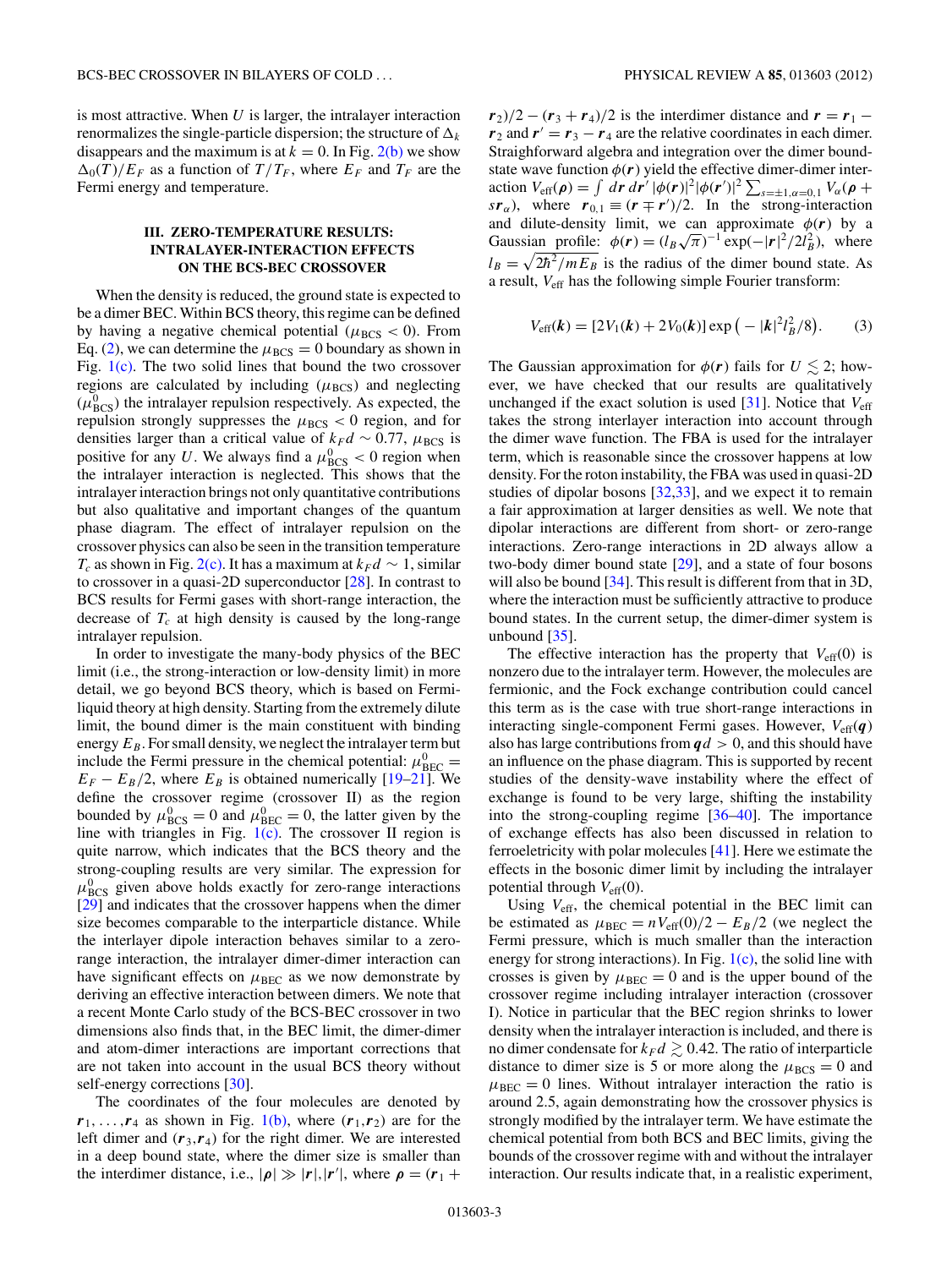is most attractive. When $U$ is larger, the intralayer interaction renormalizes the single-particle dispersion; the structure of $\Delta_k$ disappears and the maximum is at $k = 0$. In Fig. 2(b) we show $\Delta_0(T)/E_F$ as a function of $T/T_F$, where $E_F$ and $T_F$ are the Fermi energy and temperature.

### III. ZERO-TEMPERATURE RESULTS: INTRALAYER-INTERACTION EFFECTS ON THE BCS-BEC CROSSOVER

When the density is reduced, the ground state is expected to be a dimer BEC. Within BCS theory, this regime can be defined by having a negative chemical potential ($\mu_{\rm BCS} < 0$). From Eq. (2), we can determine the $\mu_{\rm BCS} = 0$ boundary as shown in Fig. 1(c). The two solid lines that bound the two crossover regions are calculated by including ($\mu_{\rm BCS}$) and neglecting ($\mu^0_{\rm BCS}$) the intralayer repulsion respectively. As expected, the repulsion strongly suppresses the $\mu_{\rm BCS} < 0$ region, and for densities larger than a critical value of $k_F d \sim 0.77$, $\mu_{\rm BCS}$ is positive for any $U$. We always find a $\mu^0_{\rm BCS} < 0$ region when the intralayer interaction is neglected. This shows that the intralayer interaction brings not only quantitative contributions but also qualitative and important changes of the quantum phase diagram. The effect of intralayer repulsion on the crossover physics can also be seen in the transition temperature $T_c$ as shown in Fig. 2(c). It has a maximum at $k_F d \sim 1$, similar to crossover in a quasi-2D superconductor [28]. In contrast to BCS results for Fermi gases with short-range interaction, the decrease of $T_c$ at high density is caused by the long-range intralayer repulsion.

In order to investigate the many-body physics of the BEC limit (i.e., the strong-interaction or low-density limit) in more detail, we go beyond BCS theory, which is based on Fermi-liquid theory at high density. Starting from the extremely dilute limit, the bound dimer is the main constituent with binding energy $E_B$. For small density, we neglect the intralayer term but include the Fermi pressure in the chemical potential: $\mu^0_{\rm BEC} = E_F - E_B/2$, where $E_B$ is obtained numerically [19–21]. We define the crossover regime (crossover II) as the region bounded by $\mu^0_{\rm BCS} = 0$ and $\mu^0_{\rm BEC} = 0$, the latter given by the line with triangles in Fig. 1(c). The crossover II region is quite narrow, which indicates that the BCS theory and the strong-coupling results are very similar. The expression for $\mu^0_{\rm BCS}$ given above holds exactly for zero-range interactions [29] and indicates that the crossover happens when the dimer size becomes comparable to the interparticle distance. While the interlayer dipole interaction behaves similar to a zero-range interaction, the intralayer dimer-dimer interaction can have significant effects on $\mu_{\rm BEC}$ as we now demonstrate by deriving an effective interaction between dimers. We note that a recent Monte Carlo study of the BCS-BEC crossover in two dimensions also finds that, in the BEC limit, the dimer-dimer and atom-dimer interactions are important corrections that are not taken into account in the usual BCS theory without self-energy corrections [30].

The coordinates of the four molecules are denoted by $\boldsymbol{r}_1, \ldots, \boldsymbol{r}_4$ as shown in Fig. 1(b), where $(\boldsymbol{r}_1, \boldsymbol{r}_2)$ are for the left dimer and $(\boldsymbol{r}_3, \boldsymbol{r}_4)$ for the right dimer. We are interested in a deep bound state, where the dimer size is smaller than the interdimer distance, i.e., $|\boldsymbol{\rho}| \gg |\boldsymbol{r}|, |\boldsymbol{r}'|$, where $\boldsymbol{\rho} = (\boldsymbol{r}_1 + \boldsymbol{r}_2)/2 - (\boldsymbol{r}_3 + \boldsymbol{r}_4)/2$ is the interdimer distance and $\boldsymbol{r} = \boldsymbol{r}_1 - \boldsymbol{r}_2$ and $\boldsymbol{r}' = \boldsymbol{r}_3 - \boldsymbol{r}_4$ are the relative coordinates in each dimer. Straightforward algebra and integration over the dimer bound-state wave function $\phi(\boldsymbol{r})$ yield the effective dimer-dimer interaction $V_{\rm eff}(\boldsymbol{\rho}) = \int d\boldsymbol{r}\, d\boldsymbol{r}'\, |\phi(\boldsymbol{r})|^2 |\phi(\boldsymbol{r}')|^2 \sum_{s=\pm 1, \alpha=0,1} V_\alpha(\boldsymbol{\rho} + s\boldsymbol{r}_\alpha)$, where $\boldsymbol{r}_{0,1} \equiv (\boldsymbol{r} \mp \boldsymbol{r}')/2$. In the strong-interaction and dilute-density limit, we can approximate $\phi(\boldsymbol{r})$ by a Gaussian profile: $\phi(\boldsymbol{r}) = (l_B\sqrt{\pi})^{-1} \exp(-|\boldsymbol{r}|^2/2l_B^2)$, where $l_B = \sqrt{2\hbar^2/mE_B}$ is the radius of the dimer bound state. As a result, $V_{\rm eff}$ has the following simple Fourier transform:

$$V_{\rm eff}(\boldsymbol{k}) = [2V_1(\boldsymbol{k}) + 2V_0(\boldsymbol{k})] \exp\left(-|\boldsymbol{k}|^2 l_B^2/8\right). \tag{3}$$

The Gaussian approximation for $\phi(\boldsymbol{r})$ fails for $U \lesssim 2$; however, we have checked that our results are qualitatively unchanged if the exact solution is used [31]. Notice that $V_{\rm eff}$ takes the strong interlayer interaction into account through the dimer wave function. The FBA is used for the intralayer term, which is reasonable since the crossover happens at low density. For the roton instability, the FBA was used in quasi-2D studies of dipolar bosons [32,33], and we expect it to remain a fair approximation at larger densities as well. We note that dipolar interactions are different from short- or zero-range interactions. Zero-range interactions in 2D always allow a two-body dimer bound state [29], and a state of four bosons will also be bound [34]. This result is different from that in 3D, where the interaction must be sufficiently attractive to produce bound states. In the current setup, the dimer-dimer system is unbound [35].

The effective interaction has the property that $V_{\rm eff}(0)$ is nonzero due to the intralayer term. However, the molecules are fermionic, and the Fock exchange contribution could cancel this term as is the case with true short-range interactions in interacting single-component Fermi gases. However, $V_{\rm eff}(\boldsymbol{q})$ also has large contributions from $\boldsymbol{q}d > 0$, and this should have an influence on the phase diagram. This is supported by recent studies of the density-wave instability where the effect of exchange is found to be very large, shifting the instability into the strong-coupling regime [36–40]. The importance of exchange effects has also been discussed in relation to ferroeletricity with polar molecules [41]. Here we estimate the effects in the bosonic dimer limit by including the intralayer potential through $V_{\rm eff}(0)$.

Using $V_{\rm eff}$, the chemical potential in the BEC limit can be estimated as $\mu_{\rm BEC} = nV_{\rm eff}(0)/2 - E_B/2$ (we neglect the Fermi pressure, which is much smaller than the interaction energy for strong interactions). In Fig. 1(c), the solid line with crosses is given by $\mu_{\rm BEC} = 0$ and is the upper bound of the crossover regime including intralayer interaction (crossover I). Notice in particular that the BEC region shrinks to lower density when the intralayer interaction is included, and there is no dimer condensate for $k_F d \gtrsim 0.42$. The ratio of interparticle distance to dimer size is 5 or more along the $\mu_{\rm BCS} = 0$ and $\mu_{\rm BEC} = 0$ lines. Without intralayer interaction the ratio is around 2.5, again demonstrating how the crossover physics is strongly modified by the intralayer term. We have estimate the chemical potential from both BCS and BEC limits, giving the bounds of the crossover regime with and without the intralayer interaction. Our results indicate that, in a realistic experiment,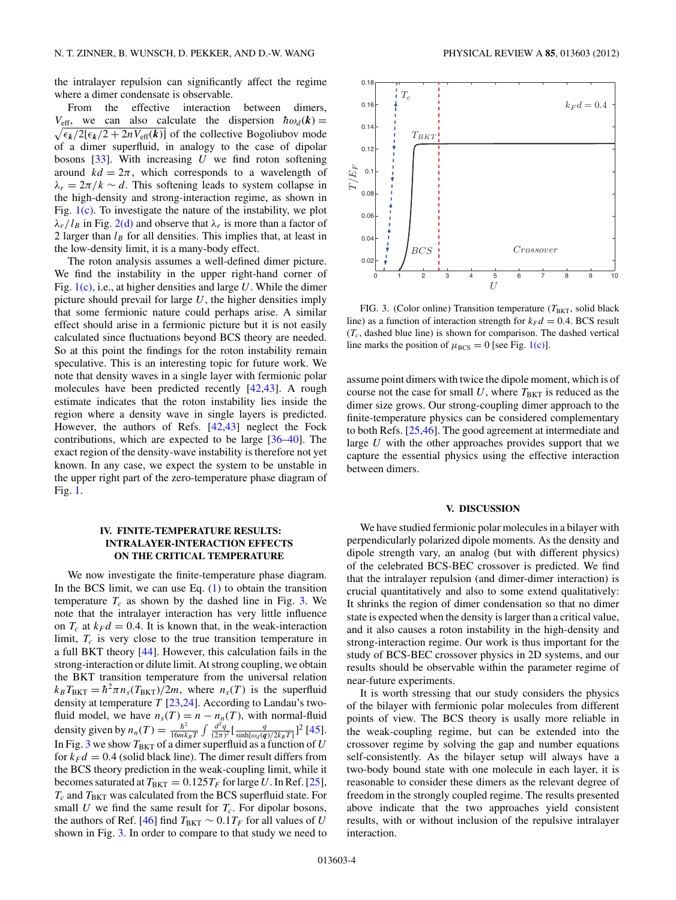the intralayer repulsion can significantly affect the regime where a dimer condensate is observable.

From the effective interaction between dimers, $V_{\text{eff}}$, we can also calculate the dispersion $\hbar\omega_d(\boldsymbol{k}) = \sqrt{\epsilon_{\boldsymbol{k}}/2[\epsilon_{\boldsymbol{k}}/2 + 2nV_{\text{eff}}(\boldsymbol{k})]}$ of the collective Bogoliubov mode of a dimer superfluid, in analogy to the case of dipolar bosons [33]. With increasing $U$ we find roton softening around $kd = 2\pi$, which corresponds to a wavelength of $\lambda_r = 2\pi/k \sim d$. This softening leads to system collapse in the high-density and strong-interaction regime, as shown in Fig. 1(c). To investigate the nature of the instability, we plot $\lambda_r/l_B$ in Fig. 2(d) and observe that $\lambda_r$ is more than a factor of 2 larger than $l_B$ for all densities. This implies that, at least in the low-density limit, it is a many-body effect.

The roton analysis assumes a well-defined dimer picture. We find the instability in the upper right-hand corner of Fig. 1(c), i.e., at higher densities and large $U$. While the dimer picture should prevail for large $U$, the higher densities imply that some fermionic nature could perhaps arise. A similar effect should arise in a fermionic picture but it is not easily calculated since fluctuations beyond BCS theory are needed. So at this point the findings for the roton instability remain speculative. This is an interesting topic for future work. We note that density waves in a single layer with fermionic polar molecules have been predicted recently [42,43]. A rough estimate indicates that the roton instability lies inside the region where a density wave in single layers is predicted. However, the authors of Refs. [42,43] neglect the Fock contributions, which are expected to be large [36–40]. The exact region of the density-wave instability is therefore not yet known. In any case, we expect the system to be unstable in the upper right part of the zero-temperature phase diagram of Fig. 1.

## IV. FINITE-TEMPERATURE RESULTS: INTRALAYER-INTERACTION EFFECTS ON THE CRITICAL TEMPERATURE

We now investigate the finite-temperature phase diagram. In the BCS limit, we can use Eq. (1) to obtain the transition temperature $T_c$ as shown by the dashed line in Fig. 3. We note that the intralayer interaction has very little influence on $T_c$ at $k_F d = 0.4$. It is known that, in the weak-interaction limit, $T_c$ is very close to the true transition temperature in a full BKT theory [44]. However, this calculation fails in the strong-interaction or dilute limit. At strong coupling, we obtain the BKT transition temperature from the universal relation $k_B T_{\text{BKT}} = \hbar^2 \pi n_s(T_{\text{BKT}})/2m$, where $n_s(T)$ is the superfluid density at temperature $T$ [23,24]. According to Landau's two-fluid model, we have $n_s(T) = n - n_n(T)$, with normal-fluid density given by $n_n(T) = \frac{\hbar^2}{16mk_BT}\int \frac{d^2q}{(2\pi)^2}[\frac{q}{\sinh[\omega_d(\boldsymbol{q})/2k_BT]}]^2$ [45]. In Fig. 3 we show $T_{\text{BKT}}$ of a dimer superfluid as a function of $U$ for $k_F d = 0.4$ (solid black line). The dimer result differs from the BCS theory prediction in the weak-coupling limit, while it becomes saturated at $T_{\text{BKT}} = 0.125T_F$ for large $U$. In Ref. [25], $T_c$ and $T_{\text{BKT}}$ was calculated from the BCS superfluid state. For small $U$ we find the same result for $T_c$. For dipolar bosons, the authors of Ref. [46] find $T_{\text{BKT}} \sim 0.1T_F$ for all values of $U$ shown in Fig. 3. In order to compare to that study we need to

FIG. 3. (Color online) Transition temperature ($T_{\text{BKT}}$, solid black line) as a function of interaction strength for $k_F d = 0.4$. BCS result ($T_c$, dashed blue line) is shown for comparison. The dashed vertical line marks the position of $\mu_{\text{BCS}} = 0$ [see Fig. 1(c)].

assume point dimers with twice the dipole moment, which is of course not the case for small $U$, where $T_{\text{BKT}}$ is reduced as the dimer size grows. Our strong-coupling dimer approach to the finite-temperature physics can be considered complementary to both Refs. [25,46]. The good agreement at intermediate and large $U$ with the other approaches provides support that we capture the essential physics using the effective interaction between dimers.

## V. DISCUSSION

We have studied fermionic polar molecules in a bilayer with perpendicularly polarized dipole moments. As the density and dipole strength vary, an analog (but with different physics) of the celebrated BCS-BEC crossover is predicted. We find that the intralayer repulsion (and dimer-dimer interaction) is crucial quantitatively and also to some extend qualitatively: It shrinks the region of dimer condensation so that no dimer state is expected when the density is larger than a critical value, and it also causes a roton instability in the high-density and strong-interaction regime. Our work is thus important for the study of BCS-BEC crossover physics in 2D systems, and our results should be observable within the parameter regime of near-future experiments.

It is worth stressing that our study considers the physics of the bilayer with fermionic polar molecules from different points of view. The BCS theory is usally more reliable in the weak-coupling regime, but can be extended into the crossover regime by solving the gap and number equations self-consistently. As the bilayer setup will always have a two-body bound state with one molecule in each layer, it is reasonable to consider these dimers as the relevant degree of freedom in the strongly coupled regime. The results presented above indicate that the two approaches yield consistent results, with or without inclusion of the repulsive intralayer interaction.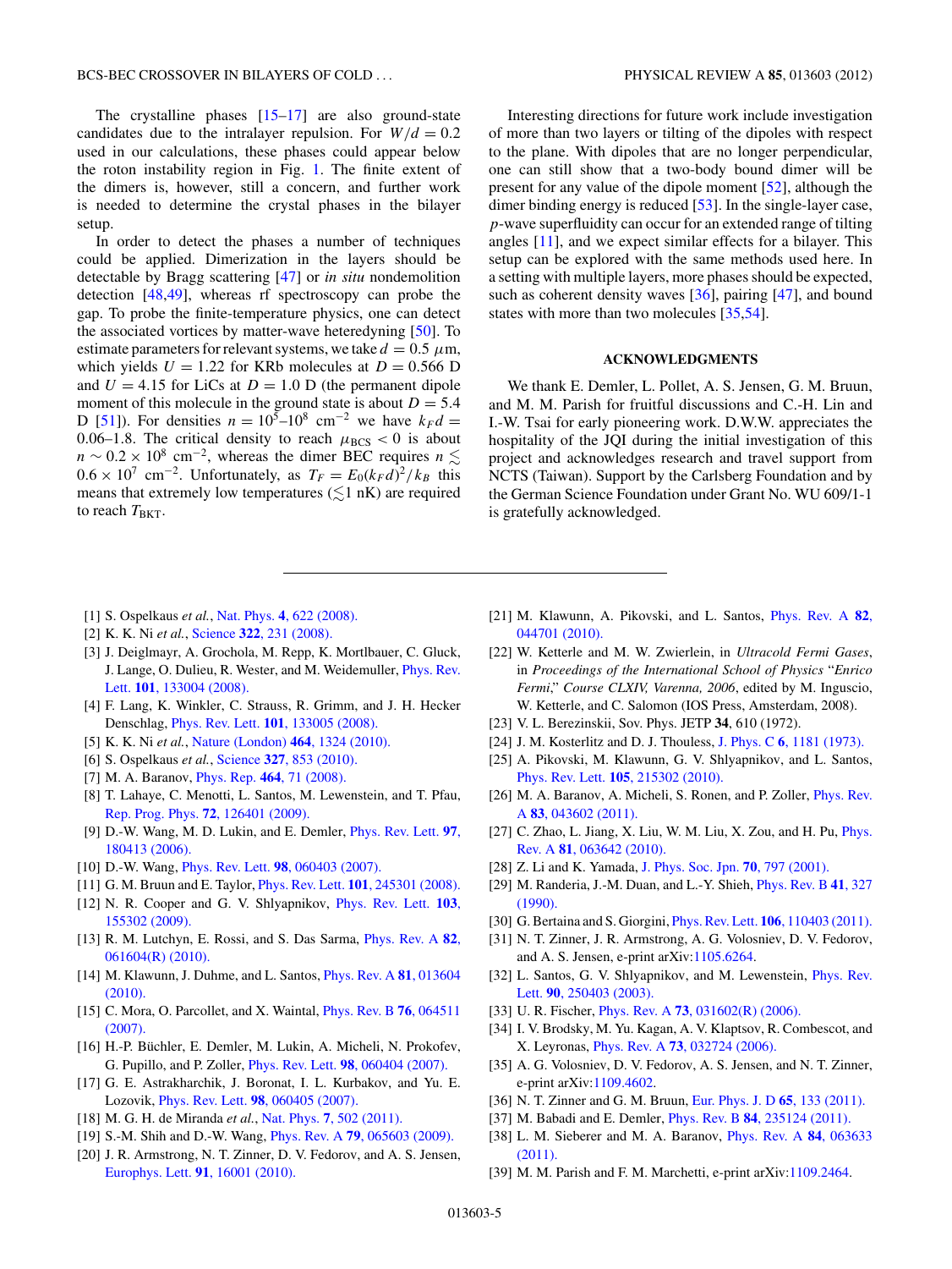The crystalline phases [15–17] are also ground-state candidates due to the intralayer repulsion. For $W/d = 0.2$ used in our calculations, these phases could appear below the roton instability region in Fig. 1. The finite extent of the dimers is, however, still a concern, and further work is needed to determine the crystal phases in the bilayer setup.

In order to detect the phases a number of techniques could be applied. Dimerization in the layers should be detectable by Bragg scattering [47] or *in situ* nondemolition detection [48,49], whereas rf spectroscopy can probe the gap. To probe the finite-temperature physics, one can detect the associated vortices by matter-wave heterodyning [50]. To estimate parameters for relevant systems, we take $d = 0.5\ \mu$m, which yields $U = 1.22$ for KRb molecules at $D = 0.566$ D and $U = 4.15$ for LiCs at $D = 1.0$ D (the permanent dipole moment of this molecule in the ground state is about $D = 5.4$ D [51]). For densities $n = 10^5$–$10^8$ cm$^{-2}$ we have $k_F d = 0.06$–$1.8$. The critical density to reach $\mu_{\rm BCS} < 0$ is about $n \sim 0.2 \times 10^8$ cm$^{-2}$, whereas the dimer BEC requires $n \lesssim 0.6 \times 10^7$ cm$^{-2}$. Unfortunately, as $T_F = E_0(k_F d)^2/k_B$ this means that extremely low temperatures ($\lesssim$1 nK) are required to reach $T_{\rm BKT}$.

Interesting directions for future work include investigation of more than two layers or tilting of the dipoles with respect to the plane. With dipoles that are no longer perpendicular, one can still show that a two-body bound dimer will be present for any value of the dipole moment [52], although the dimer binding energy is reduced [53]. In the single-layer case, $p$-wave superfluidity can occur for an extended range of tilting angles [11], and we expect similar effects for a bilayer. This setup can be explored with the same methods used here. In a setting with multiple layers, more phases should be expected, such as coherent density waves [36], pairing [47], and bound states with more than two molecules [35,54].

## ACKNOWLEDGMENTS

We thank E. Demler, L. Pollet, A. S. Jensen, G. M. Bruun, and M. M. Parish for fruitful discussions and C.-H. Lin and I.-W. Tsai for early pioneering work. D.W.W. appreciates the hospitality of the JQI during the initial investigation of this project and acknowledges research and travel support from NCTS (Taiwan). Support by the Carlsberg Foundation and by the German Science Foundation under Grant No. WU 609/1-1 is gratefully acknowledged.

---

[1] S. Ospelkaus *et al.*, Nat. Phys. **4**, 622 (2008).
[2] K. K. Ni *et al.*, Science **322**, 231 (2008).
[3] J. Deiglmayr, A. Grochola, M. Repp, K. Mortlbauer, C. Gluck, J. Lange, O. Dulieu, R. Wester, and M. Weidemuller, Phys. Rev. Lett. **101**, 133004 (2008).
[4] F. Lang, K. Winkler, C. Strauss, R. Grimm, and J. H. Hecker Denschlag, Phys. Rev. Lett. **101**, 133005 (2008).
[5] K. K. Ni *et al.*, Nature (London) **464**, 1324 (2010).
[6] S. Ospelkaus *et al.*, Science **327**, 853 (2010).
[7] M. A. Baranov, Phys. Rep. **464**, 71 (2008).
[8] T. Lahaye, C. Menotti, L. Santos, M. Lewenstein, and T. Pfau, Rep. Prog. Phys. **72**, 126401 (2009).
[9] D.-W. Wang, M. D. Lukin, and E. Demler, Phys. Rev. Lett. **97**, 180413 (2006).
[10] D.-W. Wang, Phys. Rev. Lett. **98**, 060403 (2007).
[11] G. M. Bruun and E. Taylor, Phys. Rev. Lett. **101**, 245301 (2008).
[12] N. R. Cooper and G. V. Shlyapnikov, Phys. Rev. Lett. **103**, 155302 (2009).
[13] R. M. Lutchyn, E. Rossi, and S. Das Sarma, Phys. Rev. A **82**, 061604(R) (2010).
[14] M. Klawunn, J. Duhme, and L. Santos, Phys. Rev. A **81**, 013604 (2010).
[15] C. Mora, O. Parcollet, and X. Waintal, Phys. Rev. B **76**, 064511 (2007).
[16] H.-P. Büchler, E. Demler, M. Lukin, A. Micheli, N. Prokofev, G. Pupillo, and P. Zoller, Phys. Rev. Lett. **98**, 060404 (2007).
[17] G. E. Astrakharchik, J. Boronat, I. L. Kurbakov, and Yu. E. Lozovik, Phys. Rev. Lett. **98**, 060405 (2007).
[18] M. G. H. de Miranda *et al.*, Nat. Phys. **7**, 502 (2011).
[19] S.-M. Shih and D.-W. Wang, Phys. Rev. A **79**, 065603 (2009).
[20] J. R. Armstrong, N. T. Zinner, D. V. Fedorov, and A. S. Jensen, Europhys. Lett. **91**, 16001 (2010).
[21] M. Klawunn, A. Pikovski, and L. Santos, Phys. Rev. A **82**, 044701 (2010).
[22] W. Ketterle and M. W. Zwierlein, in *Ultracold Fermi Gases*, in *Proceedings of the International School of Physics "Enrico Fermi," Course CLXIV, Varenna, 2006*, edited by M. Inguscio, W. Ketterle, and C. Salomon (IOS Press, Amsterdam, 2008).
[23] V. L. Berezinskii, Sov. Phys. JETP **34**, 610 (1972).
[24] J. M. Kosterlitz and D. J. Thouless, J. Phys. C **6**, 1181 (1973).
[25] A. Pikovski, M. Klawunn, G. V. Shlyapnikov, and L. Santos, Phys. Rev. Lett. **105**, 215302 (2010).
[26] M. A. Baranov, A. Micheli, S. Ronen, and P. Zoller, Phys. Rev. A **83**, 043602 (2011).
[27] C. Zhao, L. Jiang, X. Liu, W. M. Liu, X. Zou, and H. Pu, Phys. Rev. A **81**, 063642 (2010).
[28] Z. Li and K. Yamada, J. Phys. Soc. Jpn. **70**, 797 (2001).
[29] M. Randeria, J.-M. Duan, and L.-Y. Shieh, Phys. Rev. B **41**, 327 (1990).
[30] G. Bertaina and S. Giorgini, Phys. Rev. Lett. **106**, 110403 (2011).
[31] N. T. Zinner, J. R. Armstrong, A. G. Volosniev, D. V. Fedorov, and A. S. Jensen, e-print arXiv:1105.6264.
[32] L. Santos, G. V. Shlyapnikov, and M. Lewenstein, Phys. Rev. Lett. **90**, 250403 (2003).
[33] U. R. Fischer, Phys. Rev. A **73**, 031602(R) (2006).
[34] I. V. Brodsky, M. Yu. Kagan, A. V. Klaptsov, R. Combescot, and X. Leyronas, Phys. Rev. A **73**, 032724 (2006).
[35] A. G. Volosniev, D. V. Fedorov, A. S. Jensen, and N. T. Zinner, e-print arXiv:1109.4602.
[36] N. T. Zinner and G. M. Bruun, Eur. Phys. J. D **65**, 133 (2011).
[37] M. Babadi and E. Demler, Phys. Rev. B **84**, 235124 (2011).
[38] L. M. Sieberer and M. A. Baranov, Phys. Rev. A **84**, 063633 (2011).
[39] M. M. Parish and F. M. Marchetti, e-print arXiv:1109.2464.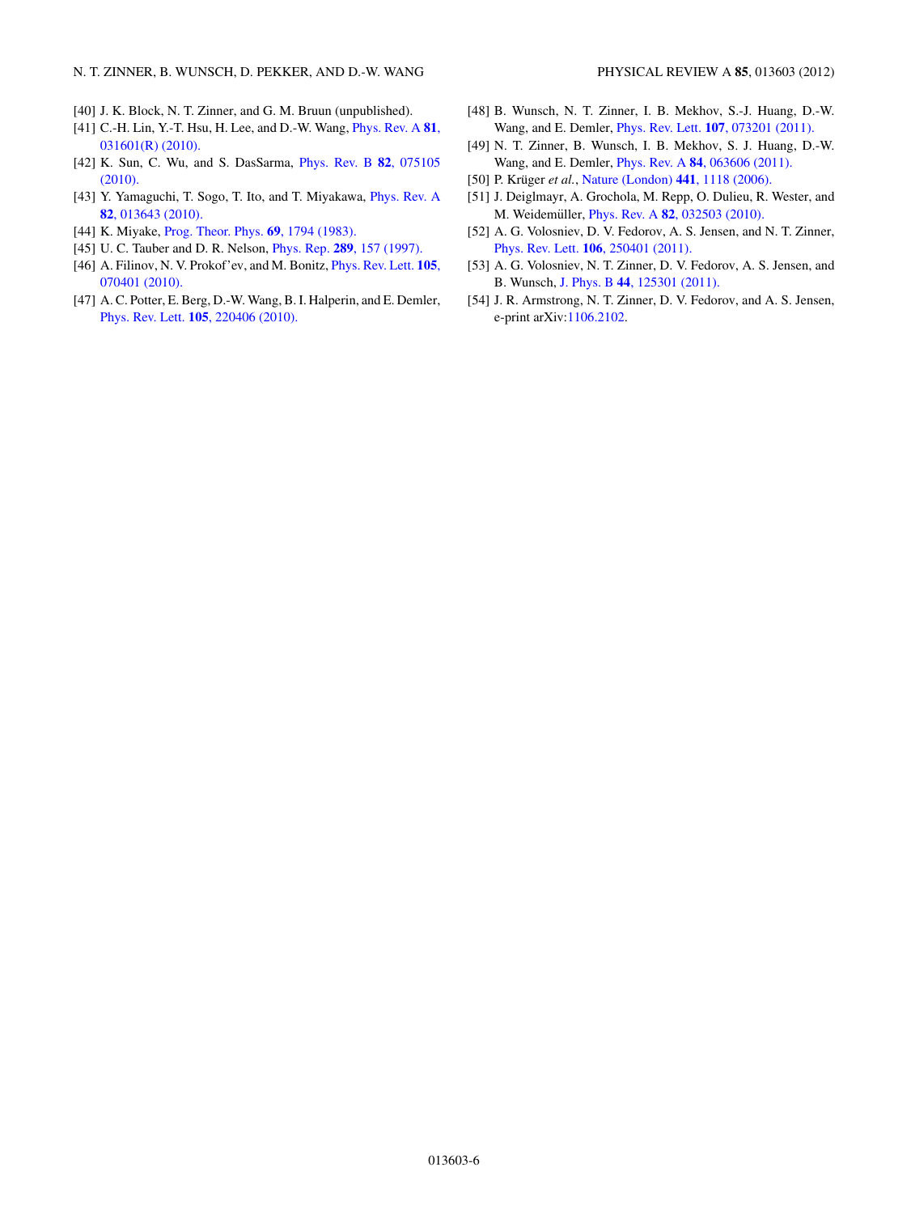[40] J. K. Block, N. T. Zinner, and G. M. Bruun (unpublished).

[41] C.-H. Lin, Y.-T. Hsu, H. Lee, and D.-W. Wang, Phys. Rev. A **81**, 031601(R) (2010).

[42] K. Sun, C. Wu, and S. DasSarma, Phys. Rev. B **82**, 075105 (2010).

[43] Y. Yamaguchi, T. Sogo, T. Ito, and T. Miyakawa, Phys. Rev. A **82**, 013643 (2010).

[44] K. Miyake, Prog. Theor. Phys. **69**, 1794 (1983).

[45] U. C. Tauber and D. R. Nelson, Phys. Rep. **289**, 157 (1997).

[46] A. Filinov, N. V. Prokof'ev, and M. Bonitz, Phys. Rev. Lett. **105**, 070401 (2010).

[47] A. C. Potter, E. Berg, D.-W. Wang, B. I. Halperin, and E. Demler, Phys. Rev. Lett. **105**, 220406 (2010).

[48] B. Wunsch, N. T. Zinner, I. B. Mekhov, S.-J. Huang, D.-W. Wang, and E. Demler, Phys. Rev. Lett. **107**, 073201 (2011).

[49] N. T. Zinner, B. Wunsch, I. B. Mekhov, S. J. Huang, D.-W. Wang, and E. Demler, Phys. Rev. A **84**, 063606 (2011).

[50] P. Krüger *et al.*, Nature (London) **441**, 1118 (2006).

[51] J. Deiglmayr, A. Grochola, M. Repp, O. Dulieu, R. Wester, and M. Weidemüller, Phys. Rev. A **82**, 032503 (2010).

[52] A. G. Volosniev, D. V. Fedorov, A. S. Jensen, and N. T. Zinner, Phys. Rev. Lett. **106**, 250401 (2011).

[53] A. G. Volosniev, N. T. Zinner, D. V. Fedorov, A. S. Jensen, and B. Wunsch, J. Phys. B **44**, 125301 (2011).

[54] J. R. Armstrong, N. T. Zinner, D. V. Fedorov, and A. S. Jensen, e-print arXiv:1106.2102.